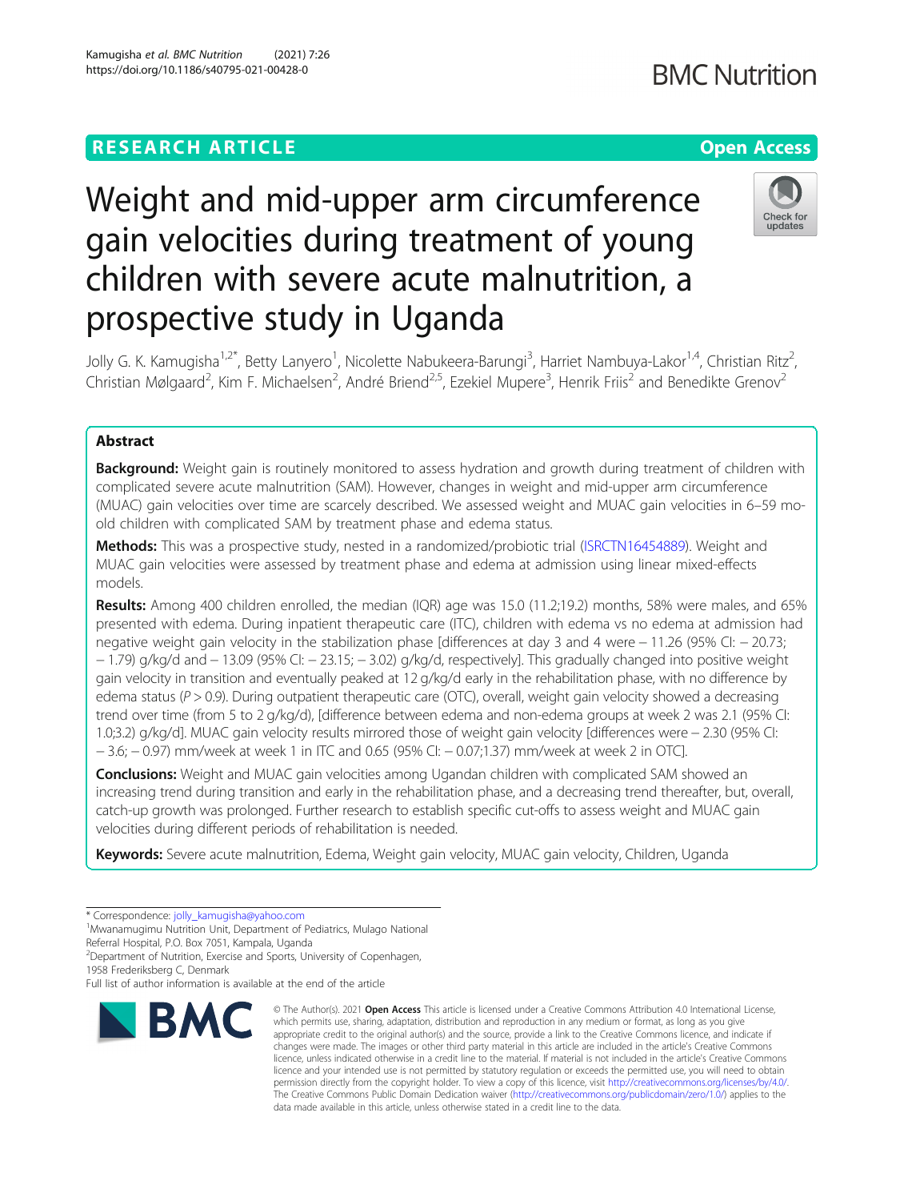RESEARCH ARTICLE

Open Access

# Weight and mid-upper arm circumference gain velocities during treatment of young children with severe acute malnutrition, a prospective study in Uganda

Jolly G. K. Kamugisha[1,2*], Betty Lanyero[1], Nicolette Nabukeera-Barungi[3], Harriet Nambuya-Lakor[1,4], Christian Ritz[2], Christian Mølgaard[2], Kim F. Michaelsen[2], André Briend[2,5], Ezekiel Mupere[3], Henrik Friis[2] and Benedikte Grenov[2]

## Abstract

**Background:** Weight gain is routinely monitored to assess hydration and growth during treatment of children with complicated severe acute malnutrition (SAM). However, changes in weight and mid-upper arm circumference (MUAC) gain velocities over time are scarcely described. We assessed weight and MUAC gain velocities in 6–59 mo-old children with complicated SAM by treatment phase and edema status.

**Methods:** This was a prospective study, nested in a randomized/probiotic trial (ISRCTN16454889). Weight and MUAC gain velocities were assessed by treatment phase and edema at admission using linear mixed-effects models.

**Results:** Among 400 children enrolled, the median (IQR) age was 15.0 (11.2;19.2) months, 58% were males, and 65% presented with edema. During inpatient therapeutic care (ITC), children with edema vs no edema at admission had negative weight gain velocity in the stabilization phase [differences at day 3 and 4 were − 11.26 (95% CI: − 20.73; − 1.79) g/kg/d and − 13.09 (95% CI: − 23.15; − 3.02) g/kg/d, respectively]. This gradually changed into positive weight gain velocity in transition and eventually peaked at 12 g/kg/d early in the rehabilitation phase, with no difference by edema status ($P > 0.9$). During outpatient therapeutic care (OTC), overall, weight gain velocity showed a decreasing trend over time (from 5 to 2 g/kg/d), [difference between edema and non-edema groups at week 2 was 2.1 (95% CI: 1.0;3.2) g/kg/d]. MUAC gain velocity results mirrored those of weight gain velocity [differences were − 2.30 (95% CI: − 3.6; − 0.97) mm/week at week 1 in ITC and 0.65 (95% CI: − 0.07;1.37) mm/week at week 2 in OTC].

**Conclusions:** Weight and MUAC gain velocities among Ugandan children with complicated SAM showed an increasing trend during transition and early in the rehabilitation phase, and a decreasing trend thereafter, but, overall, catch-up growth was prolonged. Further research to establish specific cut-offs to assess weight and MUAC gain velocities during different periods of rehabilitation is needed.

**Keywords:** Severe acute malnutrition, Edema, Weight gain velocity, MUAC gain velocity, Children, Uganda

\* Correspondence: jolly_kamugisha@yahoo.com

[1]Mwanamugimu Nutrition Unit, Department of Pediatrics, Mulago National Referral Hospital, P.O. Box 7051, Kampala, Uganda

[2]Department of Nutrition, Exercise and Sports, University of Copenhagen, 1958 Frederiksberg C, Denmark

Full list of author information is available at the end of the article

© The Author(s). 2021 **Open Access** This article is licensed under a Creative Commons Attribution 4.0 International License, which permits use, sharing, adaptation, distribution and reproduction in any medium or format, as long as you give appropriate credit to the original author(s) and the source, provide a link to the Creative Commons licence, and indicate if changes were made. The images or other third party material in this article are included in the article's Creative Commons licence, unless indicated otherwise in a credit line to the material. If material is not included in the article's Creative Commons licence and your intended use is not permitted by statutory regulation or exceeds the permitted use, you will need to obtain permission directly from the copyright holder. To view a copy of this licence, visit http://creativecommons.org/licenses/by/4.0/. The Creative Commons Public Domain Dedication waiver (http://creativecommons.org/publicdomain/zero/1.0/) applies to the data made available in this article, unless otherwise stated in a credit line to the data.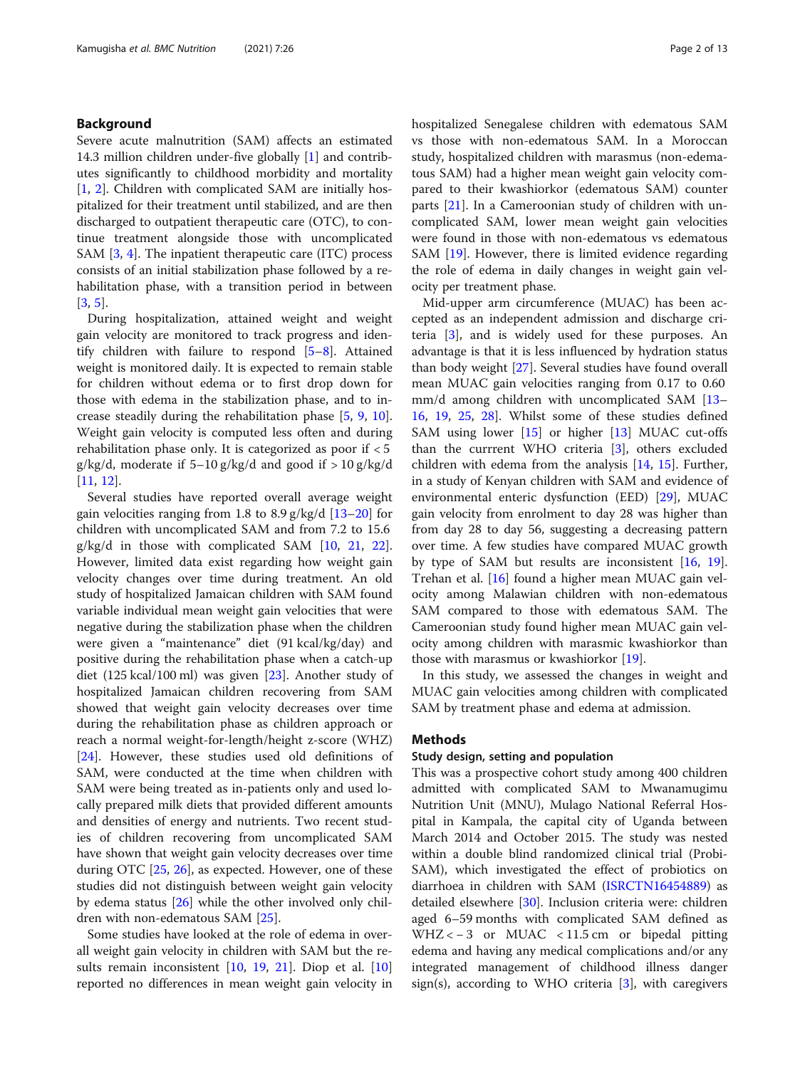## Background

Severe acute malnutrition (SAM) affects an estimated 14.3 million children under-five globally [1] and contributes significantly to childhood morbidity and mortality [1, 2]. Children with complicated SAM are initially hospitalized for their treatment until stabilized, and are then discharged to outpatient therapeutic care (OTC), to continue treatment alongside those with uncomplicated SAM [3, 4]. The inpatient therapeutic care (ITC) process consists of an initial stabilization phase followed by a rehabilitation phase, with a transition period in between [3, 5].

During hospitalization, attained weight and weight gain velocity are monitored to track progress and identify children with failure to respond [5–8]. Attained weight is monitored daily. It is expected to remain stable for children without edema or to first drop down for those with edema in the stabilization phase, and to increase steadily during the rehabilitation phase [5, 9, 10]. Weight gain velocity is computed less often and during rehabilitation phase only. It is categorized as poor if < 5 g/kg/d, moderate if 5–10 g/kg/d and good if > 10 g/kg/d [11, 12].

Several studies have reported overall average weight gain velocities ranging from 1.8 to 8.9 g/kg/d [13–20] for children with uncomplicated SAM and from 7.2 to 15.6 g/kg/d in those with complicated SAM [10, 21, 22]. However, limited data exist regarding how weight gain velocity changes over time during treatment. An old study of hospitalized Jamaican children with SAM found variable individual mean weight gain velocities that were negative during the stabilization phase when the children were given a "maintenance" diet (91 kcal/kg/day) and positive during the rehabilitation phase when a catch-up diet (125 kcal/100 ml) was given [23]. Another study of hospitalized Jamaican children recovering from SAM showed that weight gain velocity decreases over time during the rehabilitation phase as children approach or reach a normal weight-for-length/height z-score (WHZ) [24]. However, these studies used old definitions of SAM, were conducted at the time when children with SAM were being treated as in-patients only and used locally prepared milk diets that provided different amounts and densities of energy and nutrients. Two recent studies of children recovering from uncomplicated SAM have shown that weight gain velocity decreases over time during OTC [25, 26], as expected. However, one of these studies did not distinguish between weight gain velocity by edema status [26] while the other involved only children with non-edematous SAM [25].

Some studies have looked at the role of edema in overall weight gain velocity in children with SAM but the results remain inconsistent [10, 19, 21]. Diop et al. [10] reported no differences in mean weight gain velocity in hospitalized Senegalese children with edematous SAM vs those with non-edematous SAM. In a Moroccan study, hospitalized children with marasmus (non-edematous SAM) had a higher mean weight gain velocity compared to their kwashiorkor (edematous SAM) counter parts [21]. In a Cameroonian study of children with uncomplicated SAM, lower mean weight gain velocities were found in those with non-edematous vs edematous SAM [19]. However, there is limited evidence regarding the role of edema in daily changes in weight gain velocity per treatment phase.

Mid-upper arm circumference (MUAC) has been accepted as an independent admission and discharge criteria [3], and is widely used for these purposes. An advantage is that it is less influenced by hydration status than body weight [27]. Several studies have found overall mean MUAC gain velocities ranging from 0.17 to 0.60 mm/d among children with uncomplicated SAM [13–16, 19, 25, 28]. Whilst some of these studies defined SAM using lower [15] or higher [13] MUAC cut-offs than the currrent WHO criteria [3], others excluded children with edema from the analysis [14, 15]. Further, in a study of Kenyan children with SAM and evidence of environmental enteric dysfunction (EED) [29], MUAC gain velocity from enrolment to day 28 was higher than from day 28 to day 56, suggesting a decreasing pattern over time. A few studies have compared MUAC growth by type of SAM but results are inconsistent [16, 19]. Trehan et al. [16] found a higher mean MUAC gain velocity among Malawian children with non-edematous SAM compared to those with edematous SAM. The Cameroonian study found higher mean MUAC gain velocity among children with marasmic kwashiorkor than those with marasmus or kwashiorkor [19].

In this study, we assessed the changes in weight and MUAC gain velocities among children with complicated SAM by treatment phase and edema at admission.

## Methods

### Study design, setting and population

This was a prospective cohort study among 400 children admitted with complicated SAM to Mwanamugimu Nutrition Unit (MNU), Mulago National Referral Hospital in Kampala, the capital city of Uganda between March 2014 and October 2015. The study was nested within a double blind randomized clinical trial (ProbiSAM), which investigated the effect of probiotics on diarrhoea in children with SAM (ISRCTN16454889) as detailed elsewhere [30]. Inclusion criteria were: children aged 6–59 months with complicated SAM defined as WHZ < − 3 or MUAC < 11.5 cm or bipedal pitting edema and having any medical complications and/or any integrated management of childhood illness danger sign(s), according to WHO criteria [3], with caregivers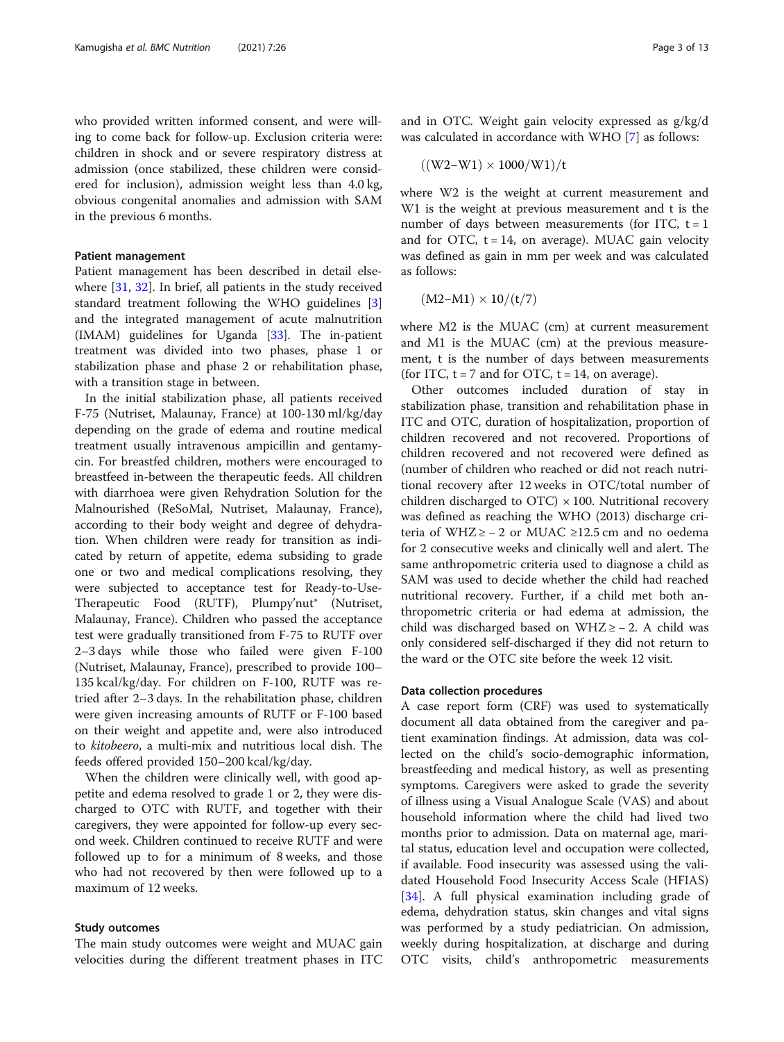who provided written informed consent, and were willing to come back for follow-up. Exclusion criteria were: children in shock and or severe respiratory distress at admission (once stabilized, these children were considered for inclusion), admission weight less than 4.0 kg, obvious congenital anomalies and admission with SAM in the previous 6 months.

### Patient management

Patient management has been described in detail elsewhere [31, 32]. In brief, all patients in the study received standard treatment following the WHO guidelines [3] and the integrated management of acute malnutrition (IMAM) guidelines for Uganda [33]. The in-patient treatment was divided into two phases, phase 1 or stabilization phase and phase 2 or rehabilitation phase, with a transition stage in between.

In the initial stabilization phase, all patients received F-75 (Nutriset, Malaunay, France) at 100-130 ml/kg/day depending on the grade of edema and routine medical treatment usually intravenous ampicillin and gentamycin. For breastfed children, mothers were encouraged to breastfeed in-between the therapeutic feeds. All children with diarrhoea were given Rehydration Solution for the Malnourished (ReSoMal, Nutriset, Malaunay, France), according to their body weight and degree of dehydration. When children were ready for transition as indicated by return of appetite, edema subsiding to grade one or two and medical complications resolving, they were subjected to acceptance test for Ready-to-Use-Therapeutic Food (RUTF), Plumpy'nut® (Nutriset, Malaunay, France). Children who passed the acceptance test were gradually transitioned from F-75 to RUTF over 2–3 days while those who failed were given F-100 (Nutriset, Malaunay, France), prescribed to provide 100–135 kcal/kg/day. For children on F-100, RUTF was retried after 2–3 days. In the rehabilitation phase, children were given increasing amounts of RUTF or F-100 based on their weight and appetite and, were also introduced to *kitobeero*, a multi-mix and nutritious local dish. The feeds offered provided 150–200 kcal/kg/day.

When the children were clinically well, with good appetite and edema resolved to grade 1 or 2, they were discharged to OTC with RUTF, and together with their caregivers, they were appointed for follow-up every second week. Children continued to receive RUTF and were followed up to for a minimum of 8 weeks, and those who had not recovered by then were followed up to a maximum of 12 weeks.

### Study outcomes

The main study outcomes were weight and MUAC gain velocities during the different treatment phases in ITC and in OTC. Weight gain velocity expressed as g/kg/d was calculated in accordance with WHO [7] as follows:

$$((\mathrm{W2}-\mathrm{W1}) \times 1000/\mathrm{W1})/t$$

where W2 is the weight at current measurement and W1 is the weight at previous measurement and t is the number of days between measurements (for ITC, $t = 1$ and for OTC, $t = 14$, on average). MUAC gain velocity was defined as gain in mm per week and was calculated as follows:

$$(\mathrm{M2}-\mathrm{M1}) \times 10/(t/7)$$

where M2 is the MUAC (cm) at current measurement and M1 is the MUAC (cm) at the previous measurement, t is the number of days between measurements (for ITC, $t = 7$ and for OTC, $t = 14$, on average).

Other outcomes included duration of stay in stabilization phase, transition and rehabilitation phase in ITC and OTC, duration of hospitalization, proportion of children recovered and not recovered. Proportions of children recovered and not recovered were defined as (number of children who reached or did not reach nutritional recovery after 12 weeks in OTC/total number of children discharged to OTC) × 100. Nutritional recovery was defined as reaching the WHO (2013) discharge criteria of WHZ ≥ − 2 or MUAC ≥12.5 cm and no oedema for 2 consecutive weeks and clinically well and alert. The same anthropometric criteria used to diagnose a child as SAM was used to decide whether the child had reached nutritional recovery. Further, if a child met both anthropometric criteria or had edema at admission, the child was discharged based on WHZ ≥ − 2. A child was only considered self-discharged if they did not return to the ward or the OTC site before the week 12 visit.

### Data collection procedures

A case report form (CRF) was used to systematically document all data obtained from the caregiver and patient examination findings. At admission, data was collected on the child's socio-demographic information, breastfeeding and medical history, as well as presenting symptoms. Caregivers were asked to grade the severity of illness using a Visual Analogue Scale (VAS) and about household information where the child had lived two months prior to admission. Data on maternal age, marital status, education level and occupation were collected, if available. Food insecurity was assessed using the validated Household Food Insecurity Access Scale (HFIAS) [34]. A full physical examination including grade of edema, dehydration status, skin changes and vital signs was performed by a study pediatrician. On admission, weekly during hospitalization, at discharge and during OTC visits, child's anthropometric measurements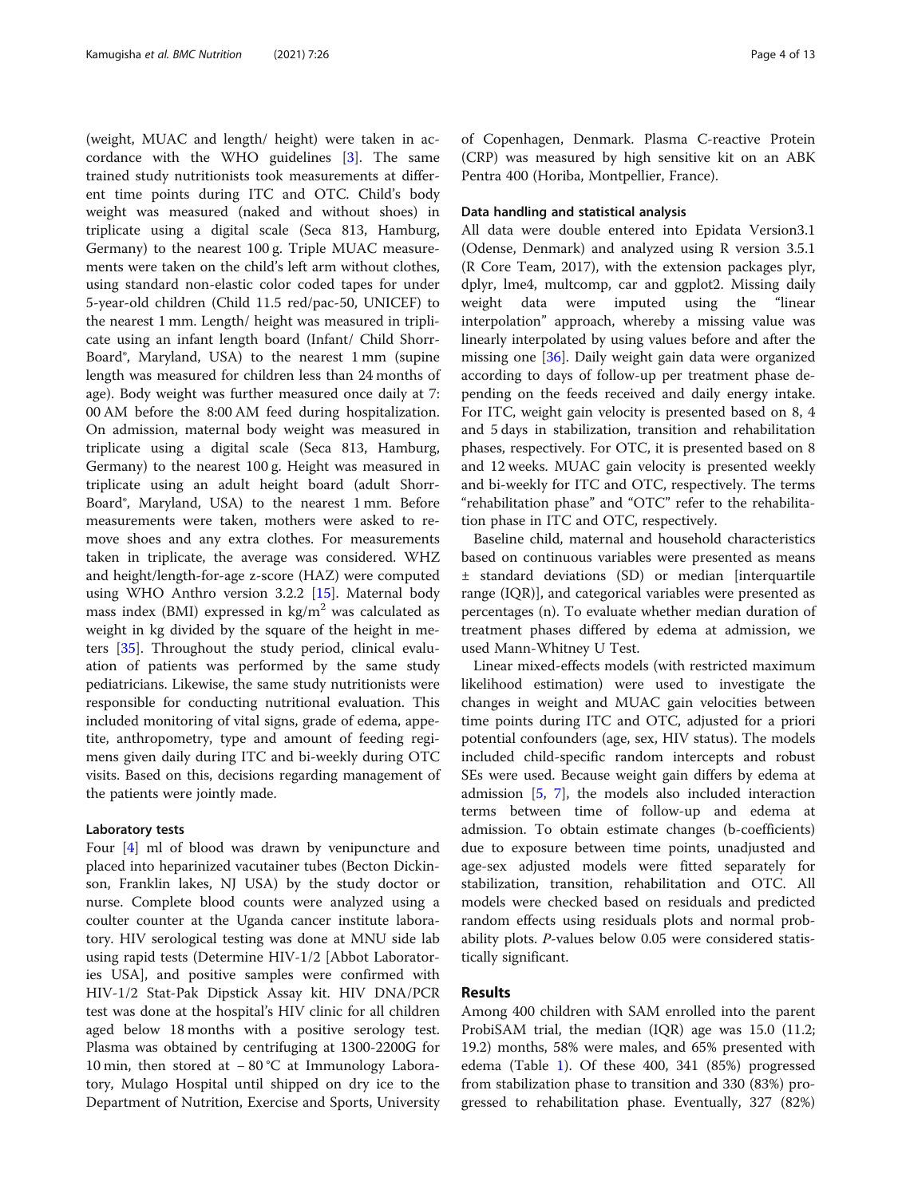(weight, MUAC and length/ height) were taken in accordance with the WHO guidelines [3]. The same trained study nutritionists took measurements at different time points during ITC and OTC. Child's body weight was measured (naked and without shoes) in triplicate using a digital scale (Seca 813, Hamburg, Germany) to the nearest 100 g. Triple MUAC measurements were taken on the child's left arm without clothes, using standard non-elastic color coded tapes for under 5-year-old children (Child 11.5 red/pac-50, UNICEF) to the nearest 1 mm. Length/ height was measured in triplicate using an infant length board (Infant/ Child Shorr-Board®, Maryland, USA) to the nearest 1 mm (supine length was measured for children less than 24 months of age). Body weight was further measured once daily at 7:00 AM before the 8:00 AM feed during hospitalization. On admission, maternal body weight was measured in triplicate using a digital scale (Seca 813, Hamburg, Germany) to the nearest 100 g. Height was measured in triplicate using an adult height board (adult Shorr-Board®, Maryland, USA) to the nearest 1 mm. Before measurements were taken, mothers were asked to remove shoes and any extra clothes. For measurements taken in triplicate, the average was considered. WHZ and height/length-for-age z-score (HAZ) were computed using WHO Anthro version 3.2.2 [15]. Maternal body mass index (BMI) expressed in kg/m$^2$ was calculated as weight in kg divided by the square of the height in meters [35]. Throughout the study period, clinical evaluation of patients was performed by the same study pediatricians. Likewise, the same study nutritionists were responsible for conducting nutritional evaluation. This included monitoring of vital signs, grade of edema, appetite, anthropometry, type and amount of feeding regimens given daily during ITC and bi-weekly during OTC visits. Based on this, decisions regarding management of the patients were jointly made.

### Laboratory tests

Four [4] ml of blood was drawn by venipuncture and placed into heparinized vacutainer tubes (Becton Dickinson, Franklin lakes, NJ USA) by the study doctor or nurse. Complete blood counts were analyzed using a coulter counter at the Uganda cancer institute laboratory. HIV serological testing was done at MNU side lab using rapid tests (Determine HIV-1/2 [Abbot Laboratories USA], and positive samples were confirmed with HIV-1/2 Stat-Pak Dipstick Assay kit. HIV DNA/PCR test was done at the hospital's HIV clinic for all children aged below 18 months with a positive serology test. Plasma was obtained by centrifuging at 1300-2200G for 10 min, then stored at − 80 °C at Immunology Laboratory, Mulago Hospital until shipped on dry ice to the Department of Nutrition, Exercise and Sports, University of Copenhagen, Denmark. Plasma C-reactive Protein (CRP) was measured by high sensitive kit on an ABK Pentra 400 (Horiba, Montpellier, France).

### Data handling and statistical analysis

All data were double entered into Epidata Version3.1 (Odense, Denmark) and analyzed using R version 3.5.1 (R Core Team, 2017), with the extension packages plyr, dplyr, lme4, multcomp, car and ggplot2. Missing daily weight data were imputed using the "linear interpolation" approach, whereby a missing value was linearly interpolated by using values before and after the missing one [36]. Daily weight gain data were organized according to days of follow-up per treatment phase depending on the feeds received and daily energy intake. For ITC, weight gain velocity is presented based on 8, 4 and 5 days in stabilization, transition and rehabilitation phases, respectively. For OTC, it is presented based on 8 and 12 weeks. MUAC gain velocity is presented weekly and bi-weekly for ITC and OTC, respectively. The terms "rehabilitation phase" and "OTC" refer to the rehabilitation phase in ITC and OTC, respectively.

Baseline child, maternal and household characteristics based on continuous variables were presented as means ± standard deviations (SD) or median [interquartile range (IQR)], and categorical variables were presented as percentages (n). To evaluate whether median duration of treatment phases differed by edema at admission, we used Mann-Whitney U Test.

Linear mixed-effects models (with restricted maximum likelihood estimation) were used to investigate the changes in weight and MUAC gain velocities between time points during ITC and OTC, adjusted for a priori potential confounders (age, sex, HIV status). The models included child-specific random intercepts and robust SEs were used. Because weight gain differs by edema at admission [5, 7], the models also included interaction terms between time of follow-up and edema at admission. To obtain estimate changes (b-coefficients) due to exposure between time points, unadjusted and age-sex adjusted models were fitted separately for stabilization, transition, rehabilitation and OTC. All models were checked based on residuals and predicted random effects using residuals plots and normal probability plots. *P*-values below 0.05 were considered statistically significant.

## Results

Among 400 children with SAM enrolled into the parent ProbiSAM trial, the median (IQR) age was 15.0 (11.2; 19.2) months, 58% were males, and 65% presented with edema (Table 1). Of these 400, 341 (85%) progressed from stabilization phase to transition and 330 (83%) progressed to rehabilitation phase. Eventually, 327 (82%)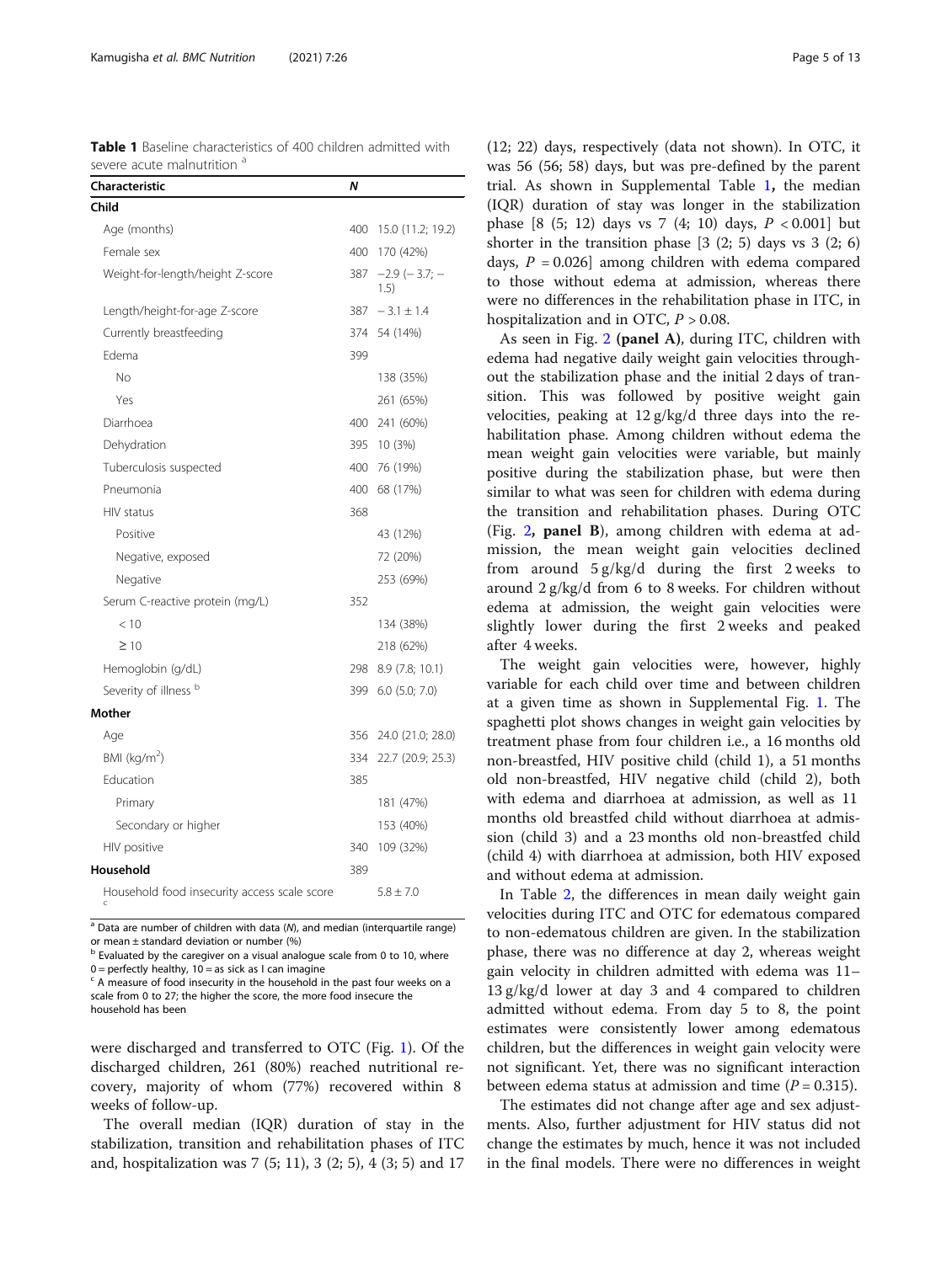**Table 1** Baseline characteristics of 400 children admitted with severe acute malnutrition [a]

| Characteristic | N | |
|---|---|---|
| **Child** | | |
| Age (months) | 400 | 15.0 (11.2; 19.2) |
| Female sex | 400 | 170 (42%) |
| Weight-for-length/height Z-score | 387 | −2.9 (− 3.7; − 1.5) |
| Length/height-for-age Z-score | 387 | − 3.1 ± 1.4 |
| Currently breastfeeding | 374 | 54 (14%) |
| Edema | 399 | |
| No | | 138 (35%) |
| Yes | | 261 (65%) |
| Diarrhoea | 400 | 241 (60%) |
| Dehydration | 395 | 10 (3%) |
| Tuberculosis suspected | 400 | 76 (19%) |
| Pneumonia | 400 | 68 (17%) |
| HIV status | 368 | |
| Positive | | 43 (12%) |
| Negative, exposed | | 72 (20%) |
| Negative | | 253 (69%) |
| Serum C-reactive protein (mg/L) | 352 | |
| < 10 | | 134 (38%) |
| ≥ 10 | | 218 (62%) |
| Hemoglobin (g/dL) | 298 | 8.9 (7.8; 10.1) |
| Severity of illness [b] | 399 | 6.0 (5.0; 7.0) |
| **Mother** | | |
| Age | 356 | 24.0 (21.0; 28.0) |
| BMI (kg/m$^2$) | 334 | 22.7 (20.9; 25.3) |
| Education | 385 | |
| Primary | | 181 (47%) |
| Secondary or higher | | 153 (40%) |
| HIV positive | 340 | 109 (32%) |
| **Household** | 389 | |
| Household food insecurity access scale score [c] | | 5.8 ± 7.0 |

[a] Data are number of children with data (N), and median (interquartile range) or mean ± standard deviation or number (%)
[b] Evaluated by the caregiver on a visual analogue scale from 0 to 10, where 0 = perfectly healthy, 10 = as sick as I can imagine
[c] A measure of food insecurity in the household in the past four weeks on a scale from 0 to 27; the higher the score, the more food insecure the household has been

were discharged and transferred to OTC (Fig. 1). Of the discharged children, 261 (80%) reached nutritional recovery, majority of whom (77%) recovered within 8 weeks of follow-up.

The overall median (IQR) duration of stay in the stabilization, transition and rehabilitation phases of ITC and, hospitalization was 7 (5; 11), 3 (2; 5), 4 (3; 5) and 17 (12; 22) days, respectively (data not shown). In OTC, it was 56 (56; 58) days, but was pre-defined by the parent trial. As shown in Supplemental Table 1, the median (IQR) duration of stay was longer in the stabilization phase [8 (5; 12) days vs 7 (4; 10) days, $P < 0.001$] but shorter in the transition phase [3 (2; 5) days vs 3 (2; 6) days, $P = 0.026$] among children with edema compared to those without edema at admission, whereas there were no differences in the rehabilitation phase in ITC, in hospitalization and in OTC, $P > 0.08$.

As seen in Fig. 2 **(panel A)**, during ITC, children with edema had negative daily weight gain velocities throughout the stabilization phase and the initial 2 days of transition. This was followed by positive weight gain velocities, peaking at 12 g/kg/d three days into the rehabilitation phase. Among children without edema the mean weight gain velocities were variable, but mainly positive during the stabilization phase, but were then similar to what was seen for children with edema during the transition and rehabilitation phases. During OTC (Fig. 2**, panel B**), among children with edema at admission, the mean weight gain velocities declined from around 5 g/kg/d during the first 2 weeks to around 2 g/kg/d from 6 to 8 weeks. For children without edema at admission, the weight gain velocities were slightly lower during the first 2 weeks and peaked after 4 weeks.

The weight gain velocities were, however, highly variable for each child over time and between children at a given time as shown in Supplemental Fig. 1. The spaghetti plot shows changes in weight gain velocities by treatment phase from four children i.e., a 16 months old non-breastfed, HIV positive child (child 1), a 51 months old non-breastfed, HIV negative child (child 2), both with edema and diarrhoea at admission, as well as 11 months old breastfed child without diarrhoea at admission (child 3) and a 23 months old non-breastfed child (child 4) with diarrhoea at admission, both HIV exposed and without edema at admission.

In Table 2, the differences in mean daily weight gain velocities during ITC and OTC for edematous compared to non-edematous children are given. In the stabilization phase, there was no difference at day 2, whereas weight gain velocity in children admitted with edema was 11–13 g/kg/d lower at day 3 and 4 compared to children admitted without edema. From day 5 to 8, the point estimates were consistently lower among edematous children, but the differences in weight gain velocity were not significant. Yet, there was no significant interaction between edema status at admission and time ($P = 0.315$).

The estimates did not change after age and sex adjustments. Also, further adjustment for HIV status did not change the estimates by much, hence it was not included in the final models. There were no differences in weight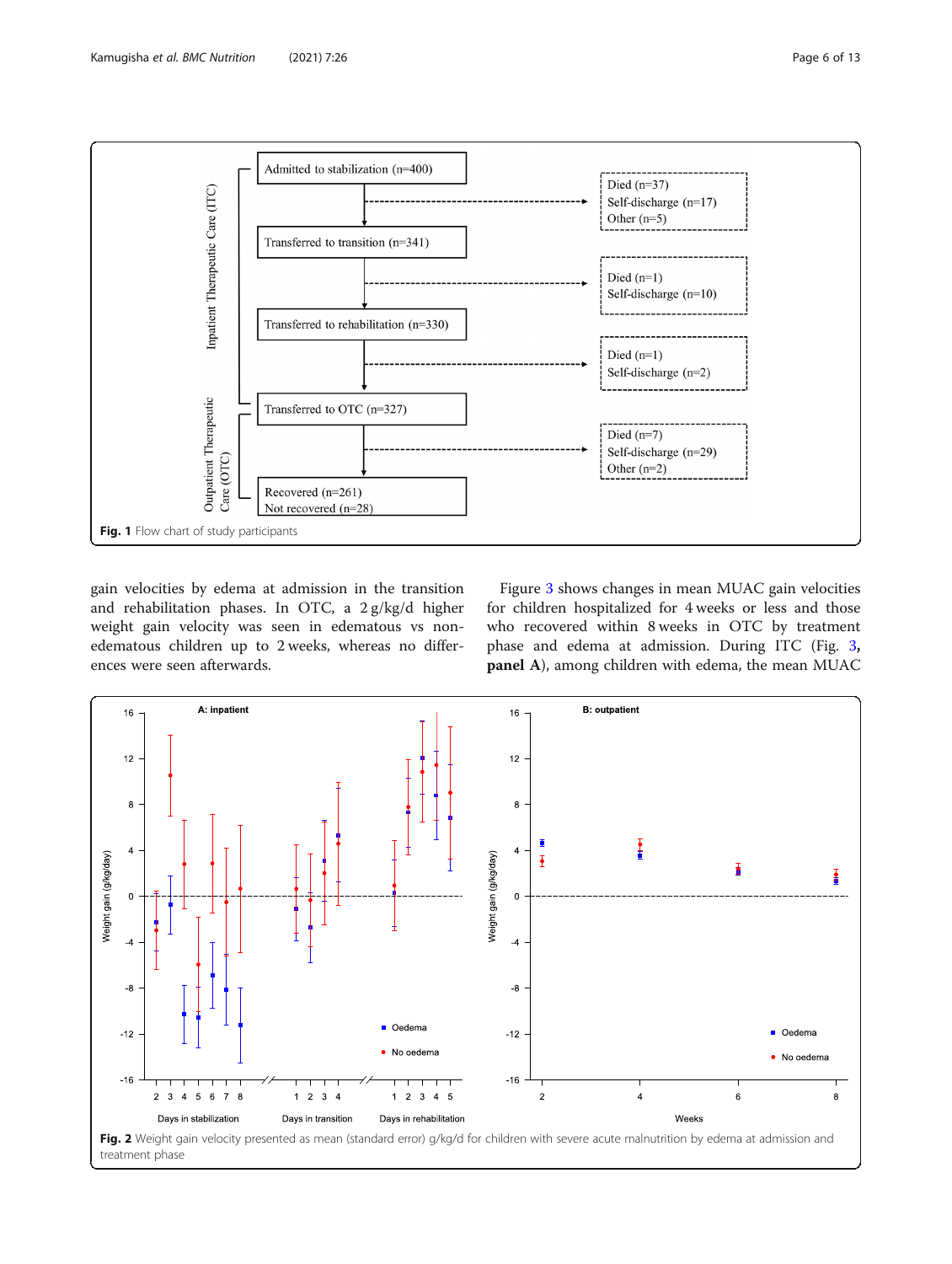**Fig. 1** Flow chart of study participants

gain velocities by edema at admission in the transition and rehabilitation phases. In OTC, a 2 g/kg/d higher weight gain velocity was seen in edematous vs non-edematous children up to 2 weeks, whereas no differences were seen afterwards.

Figure 3 shows changes in mean MUAC gain velocities for children hospitalized for 4 weeks or less and those who recovered within 8 weeks in OTC by treatment phase and edema at admission. During ITC (Fig. 3, **panel A**), among children with edema, the mean MUAC

**Fig. 2** Weight gain velocity presented as mean (standard error) g/kg/d for children with severe acute malnutrition by edema at admission and treatment phase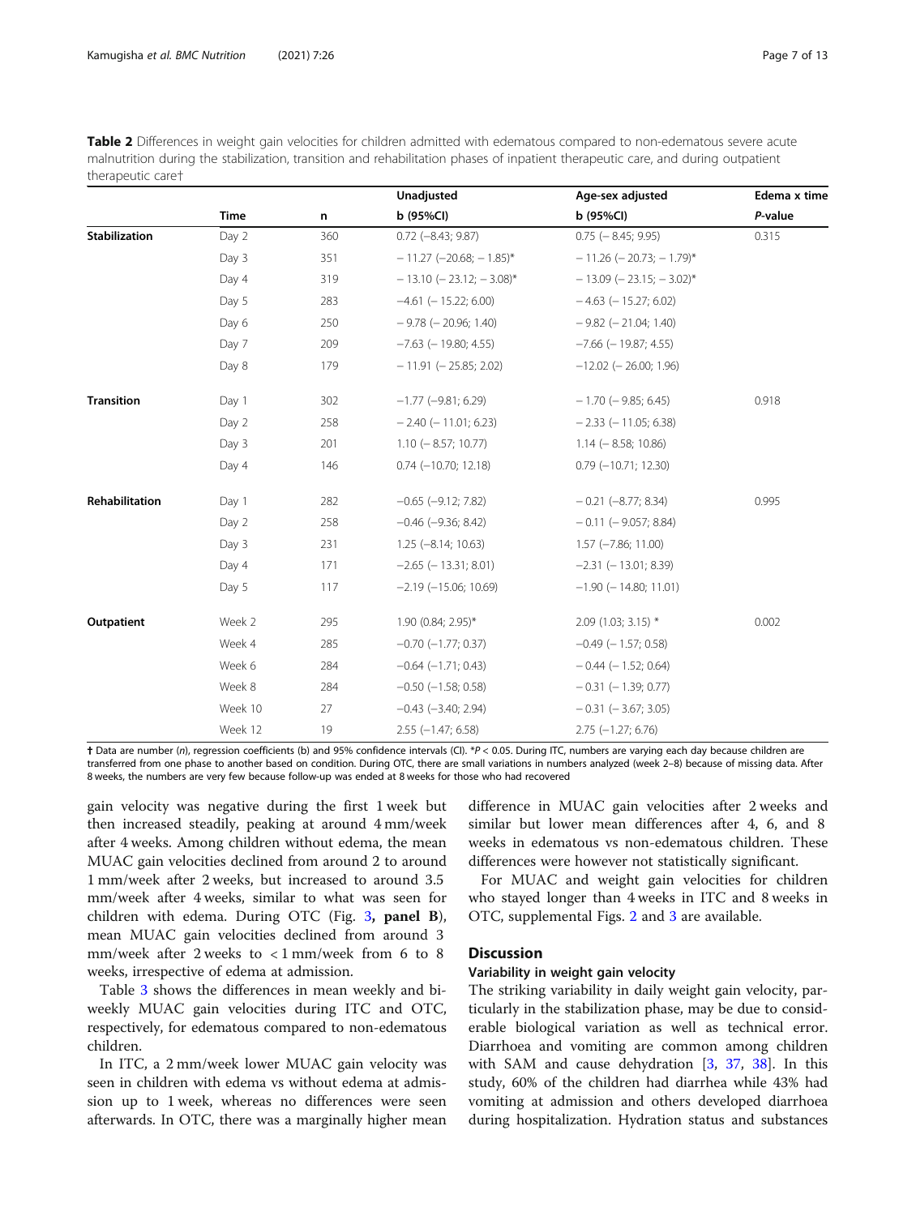**Table 2** Differences in weight gain velocities for children admitted with edematous compared to non-edematous severe acute malnutrition during the stabilization, transition and rehabilitation phases of inpatient therapeutic care, and during outpatient therapeutic care†

| | | | Unadjusted | Age-sex adjusted | Edema x time |
|---|---|---|---|---|---|
| | **Time** | **n** | **b (95%CI)** | **b (95%CI)** | ***P*-value** |
| **Stabilization** | Day 2 | 360 | 0.72 (−8.43; 9.87) | 0.75 (− 8.45; 9.95) | 0.315 |
| | Day 3 | 351 | − 11.27 (−20.68; − 1.85)* | − 11.26 (− 20.73; − 1.79)* | |
| | Day 4 | 319 | − 13.10 (− 23.12; − 3.08)* | − 13.09 (− 23.15; − 3.02)* | |
| | Day 5 | 283 | −4.61 (− 15.22; 6.00) | − 4.63 (− 15.27; 6.02) | |
| | Day 6 | 250 | − 9.78 (− 20.96; 1.40) | − 9.82 (− 21.04; 1.40) | |
| | Day 7 | 209 | −7.63 (− 19.80; 4.55) | −7.66 (− 19.87; 4.55) | |
| | Day 8 | 179 | − 11.91 (− 25.85; 2.02) | −12.02 (− 26.00; 1.96) | |
| **Transition** | Day 1 | 302 | −1.77 (−9.81; 6.29) | − 1.70 (− 9.85; 6.45) | 0.918 |
| | Day 2 | 258 | − 2.40 (− 11.01; 6.23) | − 2.33 (− 11.05; 6.38) | |
| | Day 3 | 201 | 1.10 (− 8.57; 10.77) | 1.14 (− 8.58; 10.86) | |
| | Day 4 | 146 | 0.74 (−10.70; 12.18) | 0.79 (−10.71; 12.30) | |
| **Rehabilitation** | Day 1 | 282 | −0.65 (−9.12; 7.82) | − 0.21 (−8.77; 8.34) | 0.995 |
| | Day 2 | 258 | −0.46 (−9.36; 8.42) | − 0.11 (− 9.057; 8.84) | |
| | Day 3 | 231 | 1.25 (−8.14; 10.63) | 1.57 (−7.86; 11.00) | |
| | Day 4 | 171 | −2.65 (− 13.31; 8.01) | −2.31 (− 13.01; 8.39) | |
| | Day 5 | 117 | −2.19 (−15.06; 10.69) | −1.90 (− 14.80; 11.01) | |
| **Outpatient** | Week 2 | 295 | 1.90 (0.84; 2.95)* | 2.09 (1.03; 3.15) * | 0.002 |
| | Week 4 | 285 | −0.70 (−1.77; 0.37) | −0.49 (− 1.57; 0.58) | |
| | Week 6 | 284 | −0.64 (−1.71; 0.43) | − 0.44 (− 1.52; 0.64) | |
| | Week 8 | 284 | −0.50 (−1.58; 0.58) | − 0.31 (− 1.39; 0.77) | |
| | Week 10 | 27 | −0.43 (−3.40; 2.94) | −0.31 (− 3.67; 3.05) | |
| | Week 12 | 19 | 2.55 (−1.47; 6.58) | 2.75 (−1.27; 6.76) | |

† Data are number (*n*), regression coefficients (b) and 95% confidence intervals (CI). *P < 0.05. During ITC, numbers are varying each day because children are transferred from one phase to another based on condition. During OTC, there are small variations in numbers analyzed (week 2–8) because of missing data. After 8 weeks, the numbers are very few because follow-up was ended at 8 weeks for those who had recovered

gain velocity was negative during the first 1 week but then increased steadily, peaking at around 4 mm/week after 4 weeks. Among children without edema, the mean MUAC gain velocities declined from around 2 to around 1 mm/week after 2 weeks, but increased to around 3.5 mm/week after 4 weeks, similar to what was seen for children with edema. During OTC (Fig. 3, **panel B**), mean MUAC gain velocities declined from around 3 mm/week after 2 weeks to < 1 mm/week from 6 to 8 weeks, irrespective of edema at admission.

Table 3 shows the differences in mean weekly and bi-weekly MUAC gain velocities during ITC and OTC, respectively, for edematous compared to non-edematous children.

In ITC, a 2 mm/week lower MUAC gain velocity was seen in children with edema vs without edema at admission up to 1 week, whereas no differences were seen afterwards. In OTC, there was a marginally higher mean difference in MUAC gain velocities after 2 weeks and similar but lower mean differences after 4, 6, and 8 weeks in edematous vs non-edematous children. These differences were however not statistically significant.

For MUAC and weight gain velocities for children who stayed longer than 4 weeks in ITC and 8 weeks in OTC, supplemental Figs. 2 and 3 are available.

## Discussion

### Variability in weight gain velocity

The striking variability in daily weight gain velocity, particularly in the stabilization phase, may be due to considerable biological variation as well as technical error. Diarrhoea and vomiting are common among children with SAM and cause dehydration [3, 37, 38]. In this study, 60% of the children had diarrhea while 43% had vomiting at admission and others developed diarrhoea during hospitalization. Hydration status and substances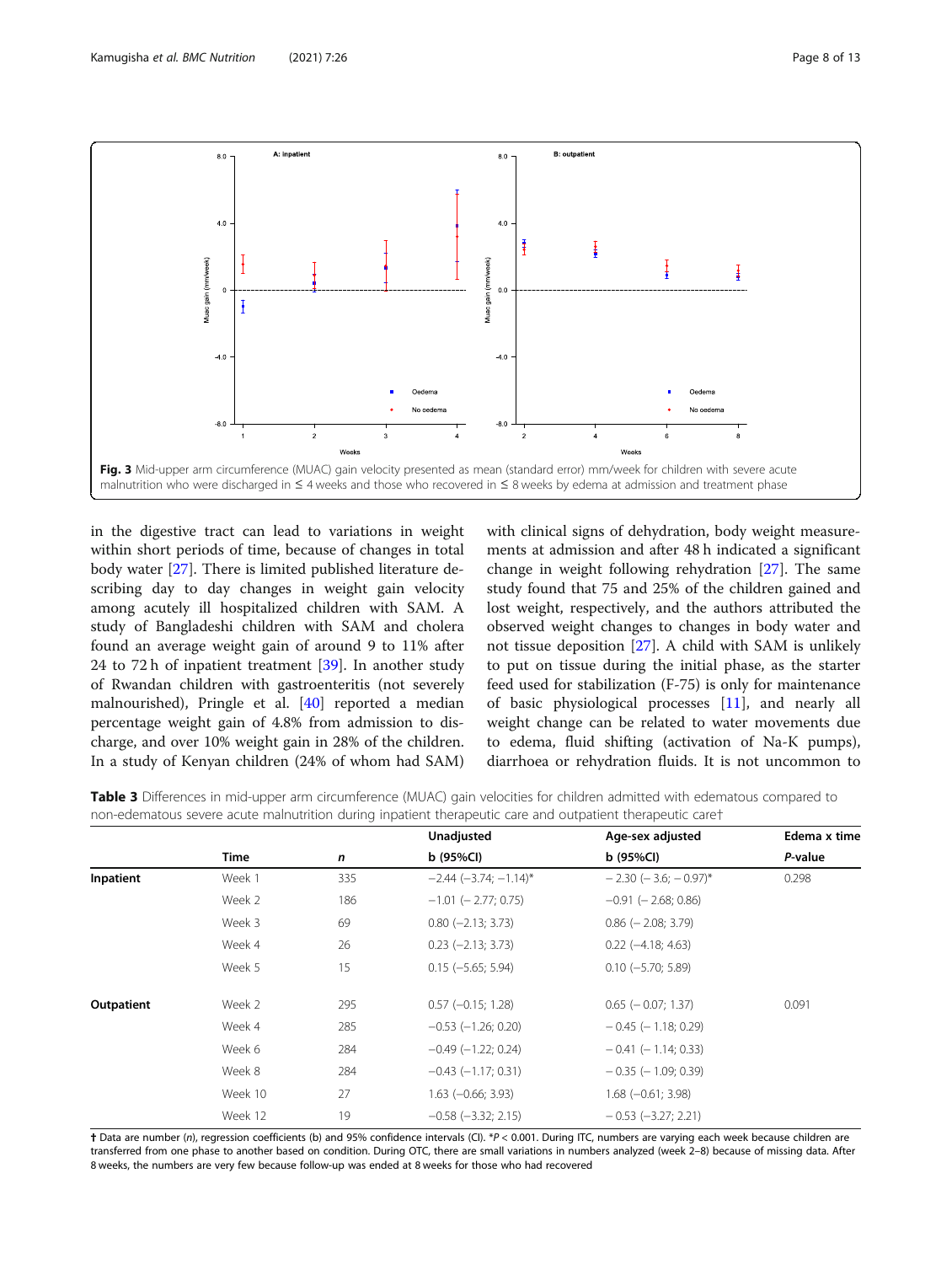**Fig. 3** Mid-upper arm circumference (MUAC) gain velocity presented as mean (standard error) mm/week for children with severe acute malnutrition who were discharged in ≤ 4 weeks and those who recovered in ≤ 8 weeks by edema at admission and treatment phase

in the digestive tract can lead to variations in weight within short periods of time, because of changes in total body water [27]. There is limited published literature describing day to day changes in weight gain velocity among acutely ill hospitalized children with SAM. A study of Bangladeshi children with SAM and cholera found an average weight gain of around 9 to 11% after 24 to 72 h of inpatient treatment [39]. In another study of Rwandan children with gastroenteritis (not severely malnourished), Pringle et al. [40] reported a median percentage weight gain of 4.8% from admission to discharge, and over 10% weight gain in 28% of the children. In a study of Kenyan children (24% of whom had SAM) with clinical signs of dehydration, body weight measurements at admission and after 48 h indicated a significant change in weight following rehydration [27]. The same study found that 75 and 25% of the children gained and lost weight, respectively, and the authors attributed the observed weight changes to changes in body water and not tissue deposition [27]. A child with SAM is unlikely to put on tissue during the initial phase, as the starter feed used for stabilization (F-75) is only for maintenance of basic physiological processes [11], and nearly all weight change can be related to water movements due to edema, fluid shifting (activation of Na-K pumps), diarrhoea or rehydration fluids. It is not uncommon to

**Table 3** Differences in mid-upper arm circumference (MUAC) gain velocities for children admitted with edematous compared to non-edematous severe acute malnutrition during inpatient therapeutic care and outpatient therapeutic care†

| | | | Unadjusted | Age-sex adjusted | Edema x time |
|---|---|---|---|---|---|
| | Time | *n* | b (95%CI) | b (95%CI) | *P*-value |
| **Inpatient** | Week 1 | 335 | −2.44 (−3.74; −1.14)* | − 2.30 (− 3.6; − 0.97)* | 0.298 |
| | Week 2 | 186 | −1.01 (− 2.77; 0.75) | −0.91 (− 2.68; 0.86) | |
| | Week 3 | 69 | 0.80 (−2.13; 3.73) | 0.86 (− 2.08; 3.79) | |
| | Week 4 | 26 | 0.23 (−2.13; 3.73) | 0.22 (−4.18; 4.63) | |
| | Week 5 | 15 | 0.15 (−5.65; 5.94) | 0.10 (−5.70; 5.89) | |
| **Outpatient** | Week 2 | 295 | 0.57 (−0.15; 1.28) | 0.65 (− 0.07; 1.37) | 0.091 |
| | Week 4 | 285 | −0.53 (−1.26; 0.20) | − 0.45 (− 1.18; 0.29) | |
| | Week 6 | 284 | −0.49 (−1.22; 0.24) | − 0.41 (− 1.14; 0.33) | |
| | Week 8 | 284 | −0.43 (−1.17; 0.31) | − 0.35 (− 1.09; 0.39) | |
| | Week 10 | 27 | 1.63 (−0.66; 3.93) | 1.68 (−0.61; 3.98) | |
| | Week 12 | 19 | −0.58 (−3.32; 2.15) | − 0.53 (−3.27; 2.21) | |

† Data are number (*n*), regression coefficients (b) and 95% confidence intervals (CI). *$P < 0.001$. During ITC, numbers are varying each week because children are transferred from one phase to another based on condition. During OTC, there are small variations in numbers analyzed (week 2–8) because of missing data. After 8 weeks, the numbers are very few because follow-up was ended at 8 weeks for those who had recovered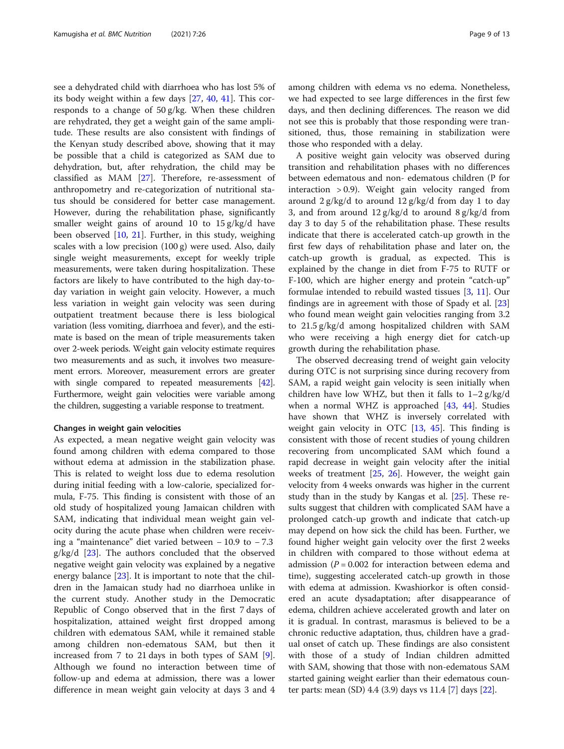see a dehydrated child with diarrhoea who has lost 5% of its body weight within a few days [27, 40, 41]. This corresponds to a change of 50 g/kg. When these children are rehydrated, they get a weight gain of the same amplitude. These results are also consistent with findings of the Kenyan study described above, showing that it may be possible that a child is categorized as SAM due to dehydration, but, after rehydration, the child may be classified as MAM [27]. Therefore, re-assessment of anthropometry and re-categorization of nutritional status should be considered for better case management. However, during the rehabilitation phase, significantly smaller weight gains of around 10 to 15 g/kg/d have been observed [10, 21]. Further, in this study, weighing scales with a low precision (100 g) were used. Also, daily single weight measurements, except for weekly triple measurements, were taken during hospitalization. These factors are likely to have contributed to the high day-to-day variation in weight gain velocity. However, a much less variation in weight gain velocity was seen during outpatient treatment because there is less biological variation (less vomiting, diarrhoea and fever), and the estimate is based on the mean of triple measurements taken over 2-week periods. Weight gain velocity estimate requires two measurements and as such, it involves two measurement errors. Moreover, measurement errors are greater with single compared to repeated measurements [42]. Furthermore, weight gain velocities were variable among the children, suggesting a variable response to treatment.

#### Changes in weight gain velocities

As expected, a mean negative weight gain velocity was found among children with edema compared to those without edema at admission in the stabilization phase. This is related to weight loss due to edema resolution during initial feeding with a low-calorie, specialized formula, F-75. This finding is consistent with those of an old study of hospitalized young Jamaican children with SAM, indicating that individual mean weight gain velocity during the acute phase when children were receiving a "maintenance" diet varied between − 10.9 to − 7.3 g/kg/d [23]. The authors concluded that the observed negative weight gain velocity was explained by a negative energy balance [23]. It is important to note that the children in the Jamaican study had no diarrhoea unlike in the current study. Another study in the Democratic Republic of Congo observed that in the first 7 days of hospitalization, attained weight first dropped among children with edematous SAM, while it remained stable among children non-edematous SAM, but then it increased from 7 to 21 days in both types of SAM [9]. Although we found no interaction between time of follow-up and edema at admission, there was a lower difference in mean weight gain velocity at days 3 and 4 among children with edema vs no edema. Nonetheless, we had expected to see large differences in the first few days, and then declining differences. The reason we did not see this is probably that those responding were transitioned, thus, those remaining in stabilization were those who responded with a delay.

A positive weight gain velocity was observed during transition and rehabilitation phases with no differences between edematous and non- edematous children (P for interaction > 0.9). Weight gain velocity ranged from around 2 g/kg/d to around 12 g/kg/d from day 1 to day 3, and from around 12 g/kg/d to around 8 g/kg/d from day 3 to day 5 of the rehabilitation phase. These results indicate that there is accelerated catch-up growth in the first few days of rehabilitation phase and later on, the catch-up growth is gradual, as expected. This is explained by the change in diet from F-75 to RUTF or F-100, which are higher energy and protein "catch-up" formulae intended to rebuild wasted tissues [3, 11]. Our findings are in agreement with those of Spady et al. [23] who found mean weight gain velocities ranging from 3.2 to 21.5 g/kg/d among hospitalized children with SAM who were receiving a high energy diet for catch-up growth during the rehabilitation phase.

The observed decreasing trend of weight gain velocity during OTC is not surprising since during recovery from SAM, a rapid weight gain velocity is seen initially when children have low WHZ, but then it falls to 1–2 g/kg/d when a normal WHZ is approached [43, 44]. Studies have shown that WHZ is inversely correlated with weight gain velocity in OTC [13, 45]. This finding is consistent with those of recent studies of young children recovering from uncomplicated SAM which found a rapid decrease in weight gain velocity after the initial weeks of treatment [25, 26]. However, the weight gain velocity from 4 weeks onwards was higher in the current study than in the study by Kangas et al. [25]. These results suggest that children with complicated SAM have a prolonged catch-up growth and indicate that catch-up may depend on how sick the child has been. Further, we found higher weight gain velocity over the first 2 weeks in children with compared to those without edema at admission ($P = 0.002$ for interaction between edema and time), suggesting accelerated catch-up growth in those with edema at admission. Kwashiorkor is often considered an acute dysadaptation; after disappearance of edema, children achieve accelerated growth and later on it is gradual. In contrast, marasmus is believed to be a chronic reductive adaptation, thus, children have a gradual onset of catch up. These findings are also consistent with those of a study of Indian children admitted with SAM, showing that those with non-edematous SAM started gaining weight earlier than their edematous counter parts: mean (SD) 4.4 (3.9) days vs 11.4 [7] days [22].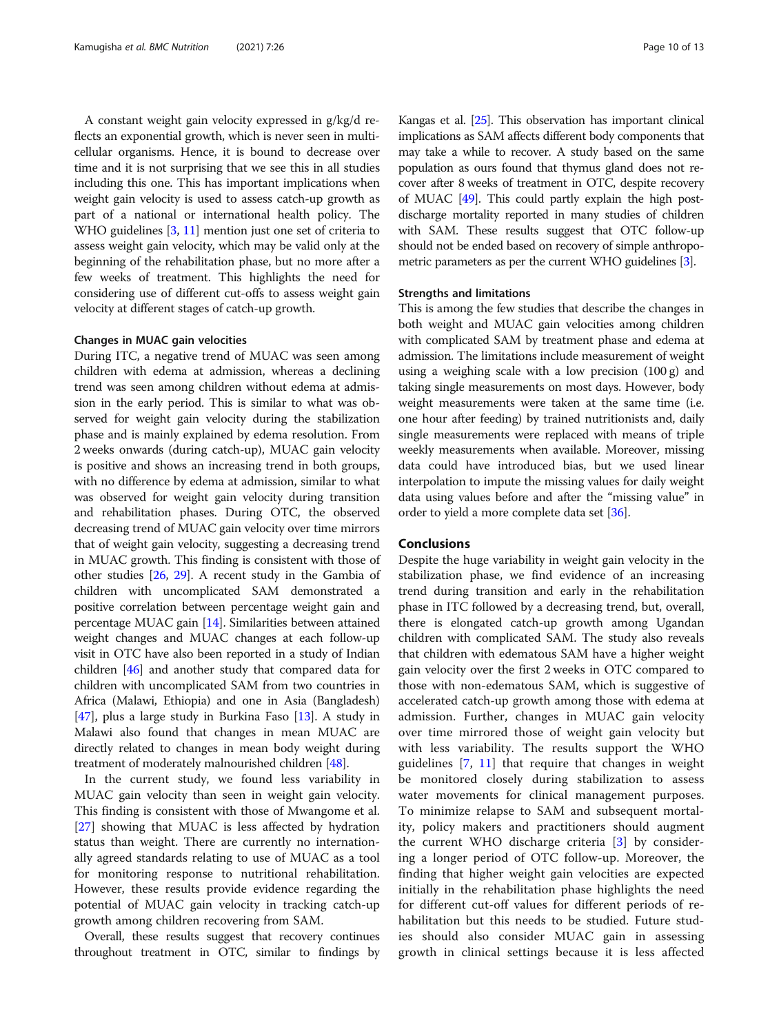A constant weight gain velocity expressed in g/kg/d reflects an exponential growth, which is never seen in multicellular organisms. Hence, it is bound to decrease over time and it is not surprising that we see this in all studies including this one. This has important implications when weight gain velocity is used to assess catch-up growth as part of a national or international health policy. The WHO guidelines [3, 11] mention just one set of criteria to assess weight gain velocity, which may be valid only at the beginning of the rehabilitation phase, but no more after a few weeks of treatment. This highlights the need for considering use of different cut-offs to assess weight gain velocity at different stages of catch-up growth.

### Changes in MUAC gain velocities

During ITC, a negative trend of MUAC was seen among children with edema at admission, whereas a declining trend was seen among children without edema at admission in the early period. This is similar to what was observed for weight gain velocity during the stabilization phase and is mainly explained by edema resolution. From 2 weeks onwards (during catch-up), MUAC gain velocity is positive and shows an increasing trend in both groups, with no difference by edema at admission, similar to what was observed for weight gain velocity during transition and rehabilitation phases. During OTC, the observed decreasing trend of MUAC gain velocity over time mirrors that of weight gain velocity, suggesting a decreasing trend in MUAC growth. This finding is consistent with those of other studies [26, 29]. A recent study in the Gambia of children with uncomplicated SAM demonstrated a positive correlation between percentage weight gain and percentage MUAC gain [14]. Similarities between attained weight changes and MUAC changes at each follow-up visit in OTC have also been reported in a study of Indian children [46] and another study that compared data for children with uncomplicated SAM from two countries in Africa (Malawi, Ethiopia) and one in Asia (Bangladesh) [47], plus a large study in Burkina Faso [13]. A study in Malawi also found that changes in mean MUAC are directly related to changes in mean body weight during treatment of moderately malnourished children [48].

In the current study, we found less variability in MUAC gain velocity than seen in weight gain velocity. This finding is consistent with those of Mwangome et al. [27] showing that MUAC is less affected by hydration status than weight. There are currently no internationally agreed standards relating to use of MUAC as a tool for monitoring response to nutritional rehabilitation. However, these results provide evidence regarding the potential of MUAC gain velocity in tracking catch-up growth among children recovering from SAM.

Overall, these results suggest that recovery continues throughout treatment in OTC, similar to findings by Kangas et al. [25]. This observation has important clinical implications as SAM affects different body components that may take a while to recover. A study based on the same population as ours found that thymus gland does not recover after 8 weeks of treatment in OTC, despite recovery of MUAC [49]. This could partly explain the high post-discharge mortality reported in many studies of children with SAM. These results suggest that OTC follow-up should not be ended based on recovery of simple anthropometric parameters as per the current WHO guidelines [3].

### Strengths and limitations

This is among the few studies that describe the changes in both weight and MUAC gain velocities among children with complicated SAM by treatment phase and edema at admission. The limitations include measurement of weight using a weighing scale with a low precision (100 g) and taking single measurements on most days. However, body weight measurements were taken at the same time (i.e. one hour after feeding) by trained nutritionists and, daily single measurements were replaced with means of triple weekly measurements when available. Moreover, missing data could have introduced bias, but we used linear interpolation to impute the missing values for daily weight data using values before and after the "missing value" in order to yield a more complete data set [36].

## Conclusions

Despite the huge variability in weight gain velocity in the stabilization phase, we find evidence of an increasing trend during transition and early in the rehabilitation phase in ITC followed by a decreasing trend, but, overall, there is elongated catch-up growth among Ugandan children with complicated SAM. The study also reveals that children with edematous SAM have a higher weight gain velocity over the first 2 weeks in OTC compared to those with non-edematous SAM, which is suggestive of accelerated catch-up growth among those with edema at admission. Further, changes in MUAC gain velocity over time mirrored those of weight gain velocity but with less variability. The results support the WHO guidelines [7, 11] that require that changes in weight be monitored closely during stabilization to assess water movements for clinical management purposes. To minimize relapse to SAM and subsequent mortality, policy makers and practitioners should augment the current WHO discharge criteria [3] by considering a longer period of OTC follow-up. Moreover, the finding that higher weight gain velocities are expected initially in the rehabilitation phase highlights the need for different cut-off values for different periods of rehabilitation but this needs to be studied. Future studies should also consider MUAC gain in assessing growth in clinical settings because it is less affected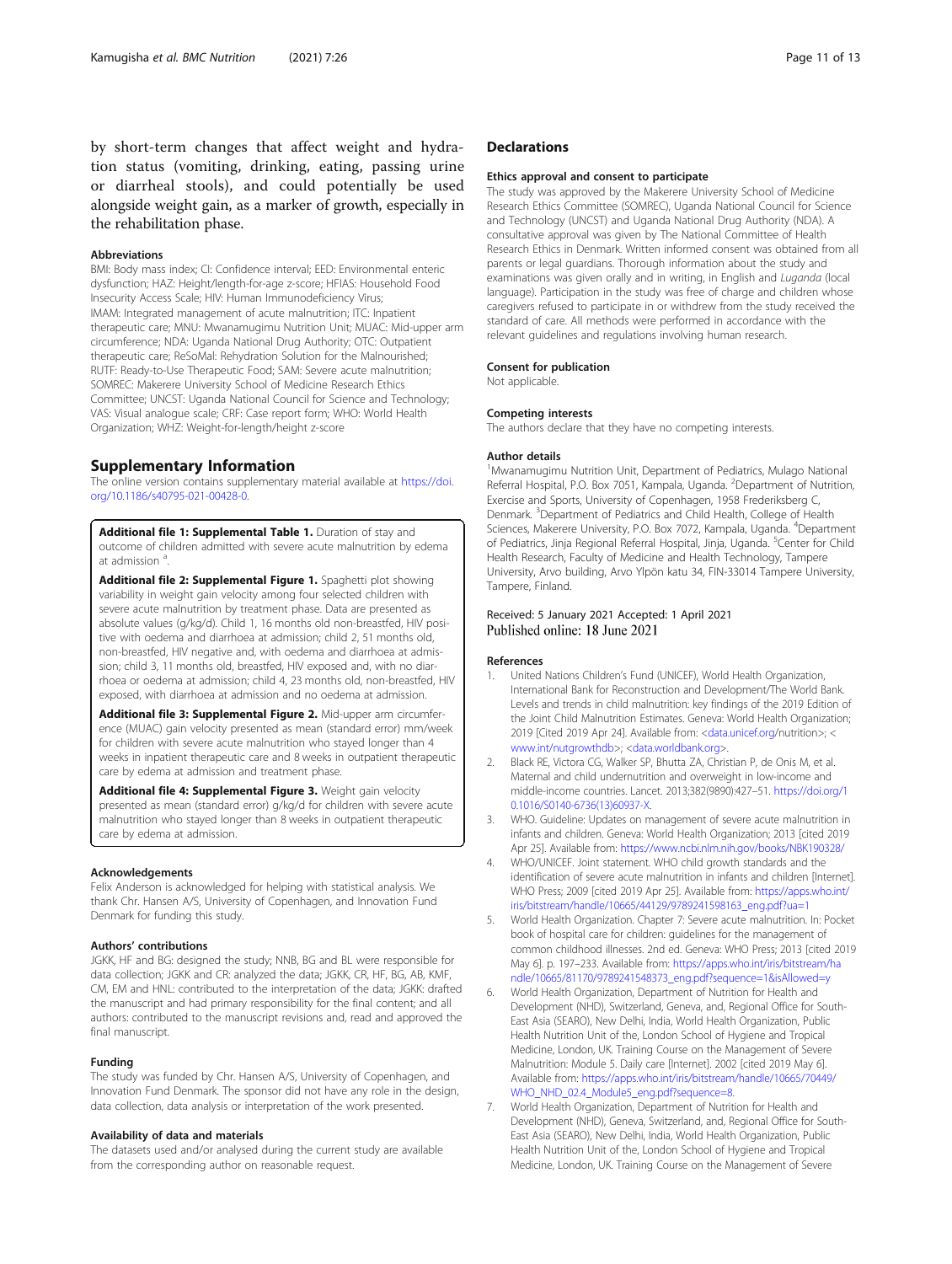by short-term changes that affect weight and hydration status (vomiting, drinking, eating, passing urine or diarrheal stools), and could potentially be used alongside weight gain, as a marker of growth, especially in the rehabilitation phase.

### Abbreviations

BMI: Body mass index; CI: Confidence interval; EED: Environmental enteric dysfunction; HAZ: Height/length-for-age z-score; HFIAS: Household Food Insecurity Access Scale; HIV: Human Immunodeficiency Virus; IMAM: Integrated management of acute malnutrition; ITC: Inpatient therapeutic care; MNU: Mwanamugimu Nutrition Unit; MUAC: Mid-upper arm circumference; NDA: Uganda National Drug Authority; OTC: Outpatient therapeutic care; ReSoMal: Rehydration Solution for the Malnourished; RUTF: Ready-to-Use Therapeutic Food; SAM: Severe acute malnutrition; SOMREC: Makerere University School of Medicine Research Ethics Committee; UNCST: Uganda National Council for Science and Technology; VAS: Visual analogue scale; CRF: Case report form; WHO: World Health Organization; WHZ: Weight-for-length/height z-score

## Supplementary Information

The online version contains supplementary material available at https://doi.org/10.1186/s40795-021-00428-0.

**Additional file 1: Supplemental Table 1.** Duration of stay and outcome of children admitted with severe acute malnutrition by edema at admission [a].

**Additional file 2: Supplemental Figure 1.** Spaghetti plot showing variability in weight gain velocity among four selected children with severe acute malnutrition by treatment phase. Data are presented as absolute values (g/kg/d). Child 1, 16 months old non-breastfed, HIV positive with oedema and diarrhoea at admission; child 2, 51 months old, non-breastfed, HIV negative and, with oedema and diarrhoea at admission; child 3, 11 months old, breastfed, HIV exposed and, with no diarrhoea or oedema at admission; child 4, 23 months old, non-breastfed, HIV exposed, with diarrhoea at admission and no oedema at admission.

**Additional file 3: Supplemental Figure 2.** Mid-upper arm circumference (MUAC) gain velocity presented as mean (standard error) mm/week for children with severe acute malnutrition who stayed longer than 4 weeks in inpatient therapeutic care and 8 weeks in outpatient therapeutic care by edema at admission and treatment phase.

**Additional file 4: Supplemental Figure 3.** Weight gain velocity presented as mean (standard error) g/kg/d for children with severe acute malnutrition who stayed longer than 8 weeks in outpatient therapeutic care by edema at admission.

### Acknowledgements

Felix Anderson is acknowledged for helping with statistical analysis. We thank Chr. Hansen A/S, University of Copenhagen, and Innovation Fund Denmark for funding this study.

### Authors' contributions

JGKK, HF and BG: designed the study; NNB, BG and BL were responsible for data collection; JGKK and CR: analyzed the data; JGKK, CR, HF, BG, AB, KMF, CM, EM and HNL: contributed to the interpretation of the data; JGKK: drafted the manuscript and had primary responsibility for the final content; and all authors: contributed to the manuscript revisions and, read and approved the final manuscript.

### Funding

The study was funded by Chr. Hansen A/S, University of Copenhagen, and Innovation Fund Denmark. The sponsor did not have any role in the design, data collection, data analysis or interpretation of the work presented.

### Availability of data and materials

The datasets used and/or analysed during the current study are available from the corresponding author on reasonable request.

## Declarations

### Ethics approval and consent to participate

The study was approved by the Makerere University School of Medicine Research Ethics Committee (SOMREC), Uganda National Council for Science and Technology (UNCST) and Uganda National Drug Authority (NDA). A consultative approval was given by The National Committee of Health Research Ethics in Denmark. Written informed consent was obtained from all parents or legal guardians. Thorough information about the study and examinations was given orally and in writing, in English and *Luganda* (local language). Participation in the study was free of charge and children whose caregivers refused to participate in or withdrew from the study received the standard of care. All methods were performed in accordance with the relevant guidelines and regulations involving human research.

### Consent for publication

Not applicable.

### Competing interests

The authors declare that they have no competing interests.

### Author details

[1]Mwanamugimu Nutrition Unit, Department of Pediatrics, Mulago National Referral Hospital, P.O. Box 7051, Kampala, Uganda. [2]Department of Nutrition, Exercise and Sports, University of Copenhagen, 1958 Frederiksberg C, Denmark. [3]Department of Pediatrics and Child Health, College of Health Sciences, Makerere University, P.O. Box 7072, Kampala, Uganda. [4]Department of Pediatrics, Jinja Regional Referral Hospital, Jinja, Uganda. [5]Center for Child Health Research, Faculty of Medicine and Health Technology, Tampere University, Arvo building, Arvo Ylpön katu 34, FIN-33014 Tampere University, Tampere, Finland.

Received: 5 January 2021 Accepted: 1 April 2021
Published online: 18 June 2021

### References

1. United Nations Children's Fund (UNICEF), World Health Organization, International Bank for Reconstruction and Development/The World Bank. Levels and trends in child malnutrition: key findings of the 2019 Edition of the Joint Child Malnutrition Estimates. Geneva: World Health Organization; 2019 [Cited 2019 Apr 24]. Available from: <data.unicef.org/nutrition>; <www.int/nutgrowthdb>; <data.worldbank.org>.
2. Black RE, Victora CG, Walker SP, Bhutta ZA, Christian P, de Onis M, et al. Maternal and child undernutrition and overweight in low-income and middle-income countries. Lancet. 2013;382(9890):427–51. https://doi.org/10.1016/S0140-6736(13)60937-X.
3. WHO. Guideline: Updates on management of severe acute malnutrition in infants and children. Geneva: World Health Organization; 2013 [cited 2019 Apr 25]. Available from: https://www.ncbi.nlm.nih.gov/books/NBK190328/
4. WHO/UNICEF. Joint statement. WHO child growth standards and the identification of severe acute malnutrition in infants and children [Internet]. WHO Press; 2009 [cited 2019 Apr 25]. Available from: https://apps.who.int/iris/bitstream/handle/10665/44129/9789241598163_eng.pdf?ua=1
5. World Health Organization. Chapter 7: Severe acute malnutrition. In: Pocket book of hospital care for children: guidelines for the management of common childhood illnesses. 2nd ed. Geneva: WHO Press; 2013 [cited 2019 May 6]. p. 197–233. Available from: https://apps.who.int/iris/bitstream/handle/10665/81170/9789241548373_eng.pdf?sequence=1&isAllowed=y
6. World Health Organization, Department of Nutrition for Health and Development (NHD), Switzerland, Geneva, and, Regional Office for South-East Asia (SEARO), New Delhi, India, World Health Organization, Public Health Nutrition Unit of the, London School of Hygiene and Tropical Medicine, London, UK. Training Course on the Management of Severe Malnutrition: Module 5. Daily care [Internet]. 2002 [cited 2019 May 6]. Available from: https://apps.who.int/iris/bitstream/handle/10665/70449/WHO_NHD_02.4_Module5_eng.pdf?sequence=8.
7. World Health Organization, Department of Nutrition for Health and Development (NHD), Geneva, Switzerland, and, Regional Office for South-East Asia (SEARO), New Delhi, India, World Health Organization, Public Health Nutrition Unit of the, London School of Hygiene and Tropical Medicine, London, UK. Training Course on the Management of Severe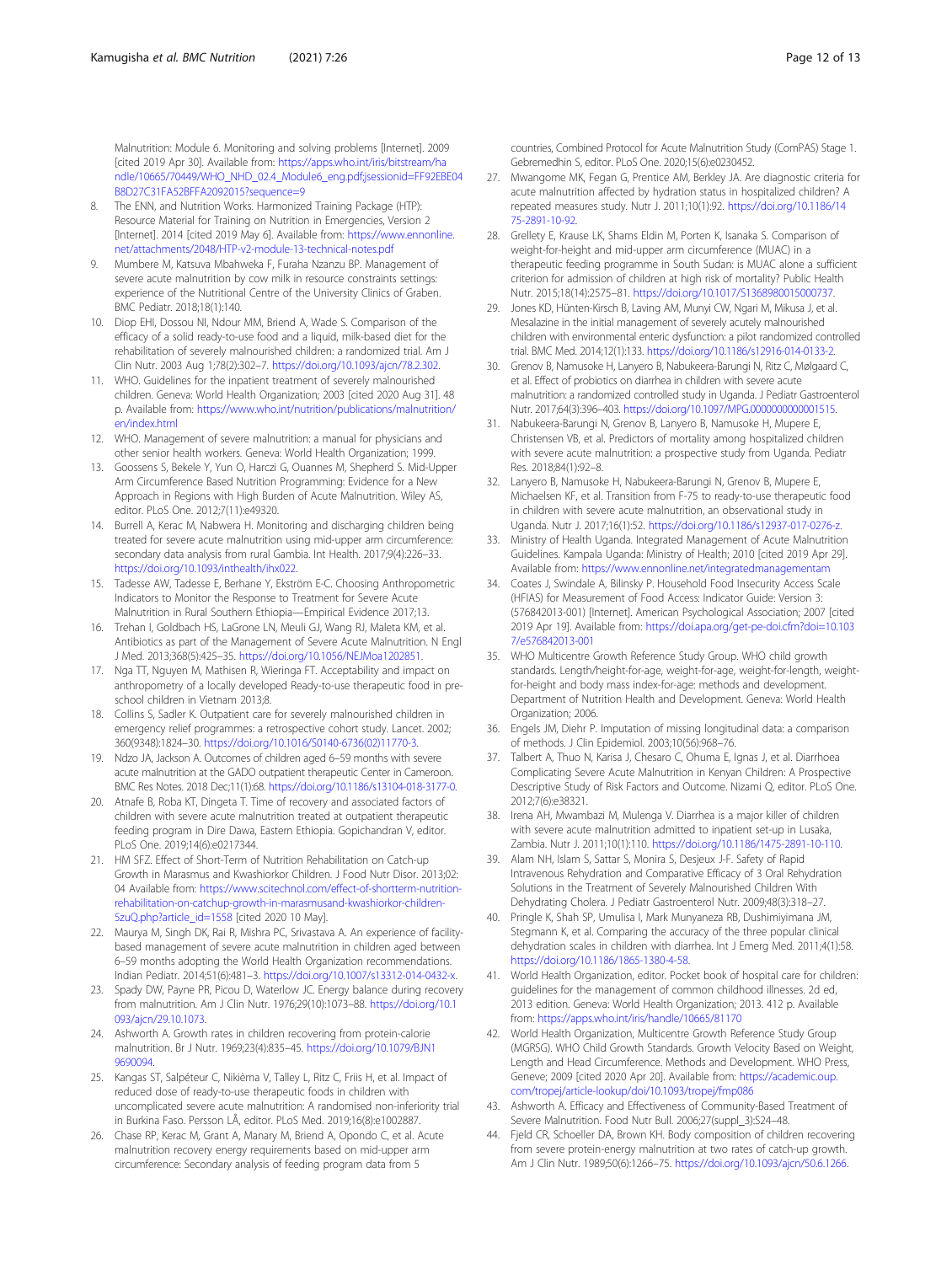Malnutrition: Module 6. Monitoring and solving problems [Internet]. 2009 [cited 2019 Apr 30]. Available from: https://apps.who.int/iris/bitstream/handle/10665/70449/WHO_NHD_02.4_Module6_eng.pdf;jsessionid=FF92EBE04B8D27C31FA52BFFA2092015?sequence=9

8. The ENN, and Nutrition Works. Harmonized Training Package (HTP): Resource Material for Training on Nutrition in Emergencies, Version 2 [Internet]. 2014 [cited 2019 May 6]. Available from: https://www.ennonline.net/attachments/2048/HTP-v2-module-13-technical-notes.pdf
9. Mumbere M, Katsuva Mbahweka F, Furaha Nzanzu BP. Management of severe acute malnutrition by cow milk in resource constraints settings: experience of the Nutritional Centre of the University Clinics of Graben. BMC Pediatr. 2018;18(1):140.
10. Diop EHI, Dossou NI, Ndour MM, Briend A, Wade S. Comparison of the efficacy of a solid ready-to-use food and a liquid, milk-based diet for the rehabilitation of severely malnourished children: a randomized trial. Am J Clin Nutr. 2003 Aug 1;78(2):302–7. https://doi.org/10.1093/ajcn/78.2.302.
11. WHO. Guidelines for the inpatient treatment of severely malnourished children. Geneva: World Health Organization; 2003 [cited 2020 Aug 31]. 48 p. Available from: https://www.who.int/nutrition/publications/malnutrition/en/index.html
12. WHO. Management of severe malnutrition: a manual for physicians and other senior health workers. Geneva: World Health Organization; 1999.
13. Goossens S, Bekele Y, Yun O, Harczi G, Ouannes M, Shepherd S. Mid-Upper Arm Circumference Based Nutrition Programming: Evidence for a New Approach in Regions with High Burden of Acute Malnutrition. Wiley AS, editor. PLoS One. 2012;7(11):e49320.
14. Burrell A, Kerac M, Nabwera H. Monitoring and discharging children being treated for severe acute malnutrition using mid-upper arm circumference: secondary data analysis from rural Gambia. Int Health. 2017;9(4):226–33. https://doi.org/10.1093/inthealth/ihx022.
15. Tadesse AW, Tadesse E, Berhane Y, Ekström E-C. Choosing Anthropometric Indicators to Monitor the Response to Treatment for Severe Acute Malnutrition in Rural Southern Ethiopia—Empirical Evidence 2017;13.
16. Trehan I, Goldbach HS, LaGrone LN, Meuli GJ, Wang RJ, Maleta KM, et al. Antibiotics as part of the Management of Severe Acute Malnutrition. N Engl J Med. 2013;368(5):425–35. https://doi.org/10.1056/NEJMoa1202851.
17. Nga TT, Nguyen M, Mathisen R, Wieringa FT. Acceptability and impact on anthropometry of a locally developed Ready-to-use therapeutic food in pre-school children in Vietnam 2013;8.
18. Collins S, Sadler K. Outpatient care for severely malnourished children in emergency relief programmes: a retrospective cohort study. Lancet. 2002; 360(9348):1824–30. https://doi.org/10.1016/S0140-6736(02)11770-3.
19. Ndzo JA, Jackson A. Outcomes of children aged 6–59 months with severe acute malnutrition at the GADO outpatient therapeutic Center in Cameroon. BMC Res Notes. 2018 Dec;11(1):68. https://doi.org/10.1186/s13104-018-3177-0.
20. Atnafe B, Roba KT, Dingeta T. Time of recovery and associated factors of children with severe acute malnutrition treated at outpatient therapeutic feeding program in Dire Dawa, Eastern Ethiopia. Gopichandran V, editor. PLoS One. 2019;14(6):e0217344.
21. HM SFZ. Effect of Short-Term of Nutrition Rehabilitation on Catch-up Growth in Marasmus and Kwashiorkor Children. J Food Nutr Disor. 2013;02: 04 Available from: https://www.scitechnol.com/effect-of-shortterm-nutrition-rehabilitation-on-catchup-growth-in-marasmusand-kwashiorkor-children-5zuQ.php?article_id=1558 [cited 2020 10 May].
22. Maurya M, Singh DK, Rai R, Mishra PC, Srivastava A. An experience of facility-based management of severe acute malnutrition in children aged between 6–59 months adopting the World Health Organization recommendations. Indian Pediatr. 2014;51(6):481–3. https://doi.org/10.1007/s13312-014-0432-x.
23. Spady DW, Payne PR, Picou D, Waterlow JC. Energy balance during recovery from malnutrition. Am J Clin Nutr. 1976;29(10):1073–88. https://doi.org/10.1093/ajcn/29.10.1073.
24. Ashworth A. Growth rates in children recovering from protein-calorie malnutrition. Br J Nutr. 1969;23(4):835–45. https://doi.org/10.1079/BJN19690094.
25. Kangas ST, Salpéteur C, Nikièma V, Talley L, Ritz C, Friis H, et al. Impact of reduced dose of ready-to-use therapeutic foods in children with uncomplicated severe acute malnutrition: A randomised non-inferiority trial in Burkina Faso. Persson LÅ, editor. PLoS Med. 2019;16(8):e1002887.
26. Chase RP, Kerac M, Grant A, Manary M, Briend A, Opondo C, et al. Acute malnutrition recovery energy requirements based on mid-upper arm circumference: Secondary analysis of feeding program data from 5 countries, Combined Protocol for Acute Malnutrition Study (ComPAS) Stage 1. Gebremedhin S, editor. PLoS One. 2020;15(6):e0230452.
27. Mwangome MK, Fegan G, Prentice AM, Berkley JA. Are diagnostic criteria for acute malnutrition affected by hydration status in hospitalized children? A repeated measures study. Nutr J. 2011;10(1):92. https://doi.org/10.1186/1475-2891-10-92.
28. Grellety E, Krause LK, Shams Eldin M, Porten K, Isanaka S. Comparison of weight-for-height and mid-upper arm circumference (MUAC) in a therapeutic feeding programme in South Sudan: is MUAC alone a sufficient criterion for admission of children at high risk of mortality? Public Health Nutr. 2015;18(14):2575–81. https://doi.org/10.1017/S1368980015000737.
29. Jones KD, Hünten-Kirsch B, Laving AM, Munyi CW, Ngari M, Mikusa J, et al. Mesalazine in the initial management of severely acutely malnourished children with environmental enteric dysfunction: a pilot randomized controlled trial. BMC Med. 2014;12(1):133. https://doi.org/10.1186/s12916-014-0133-2.
30. Grenov B, Namusoke H, Lanyero B, Nabukeera-Barungi N, Ritz C, Mølgaard C, et al. Effect of probiotics on diarrhea in children with severe acute malnutrition: a randomized controlled study in Uganda. J Pediatr Gastroenterol Nutr. 2017;64(3):396–403. https://doi.org/10.1097/MPG.0000000000001515.
31. Nabukeera-Barungi N, Grenov B, Lanyero B, Namusoke H, Mupere E, Christensen VB, et al. Predictors of mortality among hospitalized children with severe acute malnutrition: a prospective study from Uganda. Pediatr Res. 2018;84(1):92–8.
32. Lanyero B, Namusoke H, Nabukeera-Barungi N, Grenov B, Mupere E, Michaelsen KF, et al. Transition from F-75 to ready-to-use therapeutic food in children with severe acute malnutrition, an observational study in Uganda. Nutr J. 2017;16(1):52. https://doi.org/10.1186/s12937-017-0276-z.
33. Ministry of Health Uganda. Integrated Management of Acute Malnutrition Guidelines. Kampala Uganda: Ministry of Health; 2010 [cited 2019 Apr 29]. Available from: https://www.ennonline.net/integratedmanagementam
34. Coates J, Swindale A, Bilinsky P. Household Food Insecurity Access Scale (HFIAS) for Measurement of Food Access: Indicator Guide: Version 3: (576842013-001) [Internet]. American Psychological Association; 2007 [cited 2019 Apr 19]. Available from: https://doi.apa.org/get-pe-doi.cfm?doi=10.1037/e576842013-001
35. WHO Multicentre Growth Reference Study Group. WHO child growth standards. Length/height-for-age, weight-for-age, weight-for-length, weight-for-height and body mass index-for-age: methods and development. Department of Nutrition Health and Development. Geneva: World Health Organization; 2006.
36. Engels JM, Diehr P. Imputation of missing longitudinal data: a comparison of methods. J Clin Epidemiol. 2003;10(56):968–76.
37. Talbert A, Thuo N, Karisa J, Chesaro C, Ohuma E, Ignas J, et al. Diarrhoea Complicating Severe Acute Malnutrition in Kenyan Children: A Prospective Descriptive Study of Risk Factors and Outcome. Nizami Q, editor. PLoS One. 2012;7(6):e38321.
38. Irena AH, Mwambazi M, Mulenga V. Diarrhea is a major killer of children with severe acute malnutrition admitted to inpatient set-up in Lusaka, Zambia. Nutr J. 2011;10(1):110. https://doi.org/10.1186/1475-2891-10-110.
39. Alam NH, Islam S, Sattar S, Monira S, Desjeux J-F. Safety of Rapid Intravenous Rehydration and Comparative Efficacy of 3 Oral Rehydration Solutions in the Treatment of Severely Malnourished Children With Dehydrating Cholera. J Pediatr Gastroenterol Nutr. 2009;48(3):318–27.
40. Pringle K, Shah SP, Umulisa I, Mark Munyaneza RB, Dushimiyimana JM, Stegmann K, et al. Comparing the accuracy of the three popular clinical dehydration scales in children with diarrhea. Int J Emerg Med. 2011;4(1):58. https://doi.org/10.1186/1865-1380-4-58.
41. World Health Organization, editor. Pocket book of hospital care for children: guidelines for the management of common childhood illnesses. 2d ed, 2013 edition. Geneva: World Health Organization; 2013. 412 p. Available from: https://apps.who.int/iris/handle/10665/81170
42. World Health Organization, Multicentre Growth Reference Study Group (MGRSG). WHO Child Growth Standards. Growth Velocity Based on Weight, Length and Head Circumference. Methods and Development. WHO Press, Geneve; 2009 [cited 2020 Apr 20]. Available from: https://academic.oup.com/tropej/article-lookup/doi/10.1093/tropej/fmp086
43. Ashworth A. Efficacy and Effectiveness of Community-Based Treatment of Severe Malnutrition. Food Nutr Bull. 2006;27(suppl_3):S24–48.
44. Fjeld CR, Schoeller DA, Brown KH. Body composition of children recovering from severe protein-energy malnutrition at two rates of catch-up growth. Am J Clin Nutr. 1989;50(6):1266–75. https://doi.org/10.1093/ajcn/50.6.1266.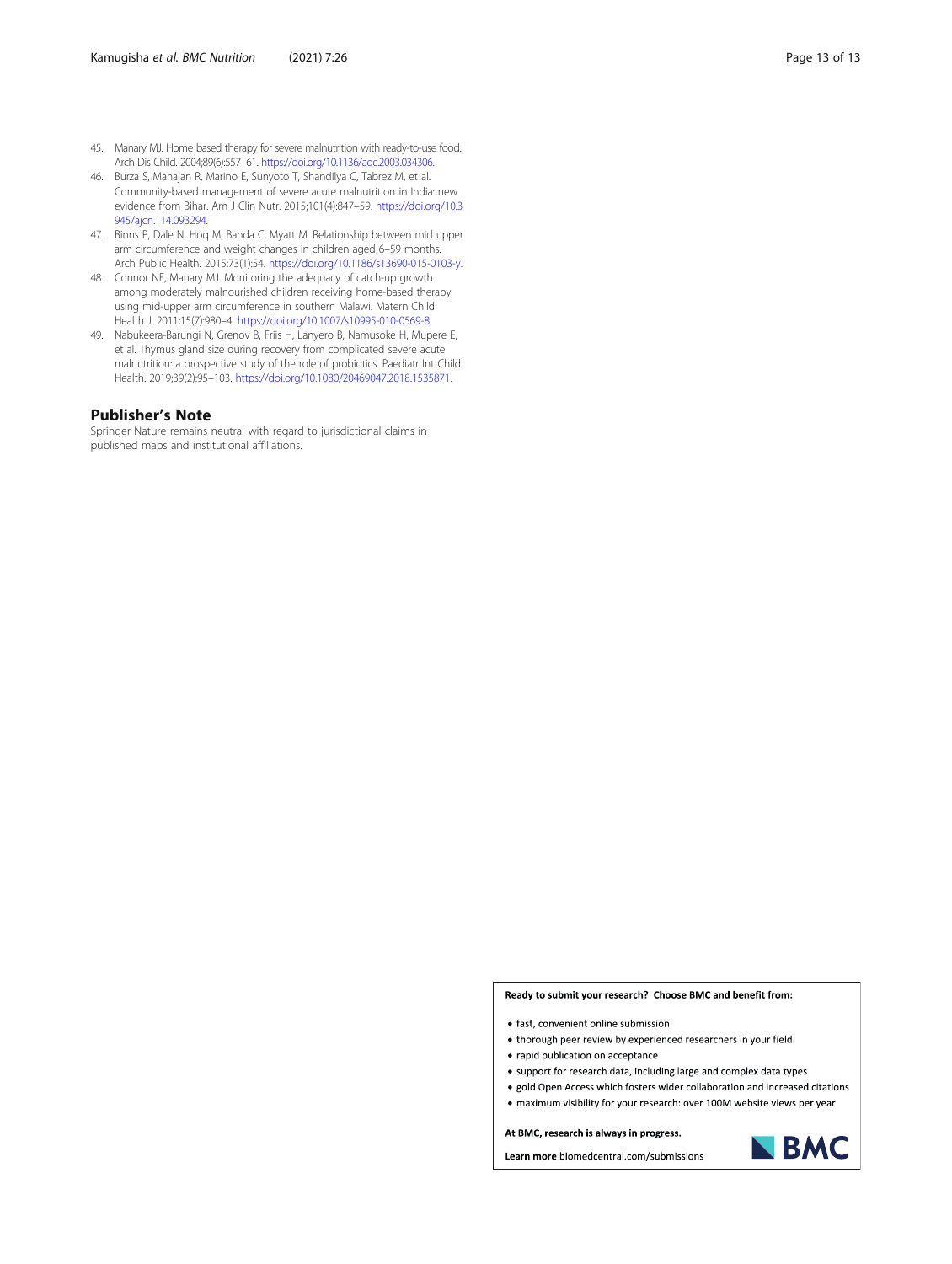45. Manary MJ. Home based therapy for severe malnutrition with ready-to-use food. Arch Dis Child. 2004;89(6):557–61. https://doi.org/10.1136/adc.2003.034306.
46. Burza S, Mahajan R, Marino E, Sunyoto T, Shandilya C, Tabrez M, et al. Community-based management of severe acute malnutrition in India: new evidence from Bihar. Am J Clin Nutr. 2015;101(4):847–59. https://doi.org/10.3945/ajcn.114.093294.
47. Binns P, Dale N, Hoq M, Banda C, Myatt M. Relationship between mid upper arm circumference and weight changes in children aged 6–59 months. Arch Public Health. 2015;73(1):54. https://doi.org/10.1186/s13690-015-0103-y.
48. Connor NE, Manary MJ. Monitoring the adequacy of catch-up growth among moderately malnourished children receiving home-based therapy using mid-upper arm circumference in southern Malawi. Matern Child Health J. 2011;15(7):980–4. https://doi.org/10.1007/s10995-010-0569-8.
49. Nabukeera-Barungi N, Grenov B, Friis H, Lanyero B, Namusoke H, Mupere E, et al. Thymus gland size during recovery from complicated severe acute malnutrition: a prospective study of the role of probiotics. Paediatr Int Child Health. 2019;39(2):95–103. https://doi.org/10.1080/20469047.2018.1535871.

## Publisher's Note

Springer Nature remains neutral with regard to jurisdictional claims in published maps and institutional affiliations.

**Ready to submit your research? Choose BMC and benefit from:**

- fast, convenient online submission
- thorough peer review by experienced researchers in your field
- rapid publication on acceptance
- support for research data, including large and complex data types
- gold Open Access which fosters wider collaboration and increased citations
- maximum visibility for your research: over 100M website views per year

**At BMC, research is always in progress.**

**Learn more** biomedcentral.com/submissions

BMC